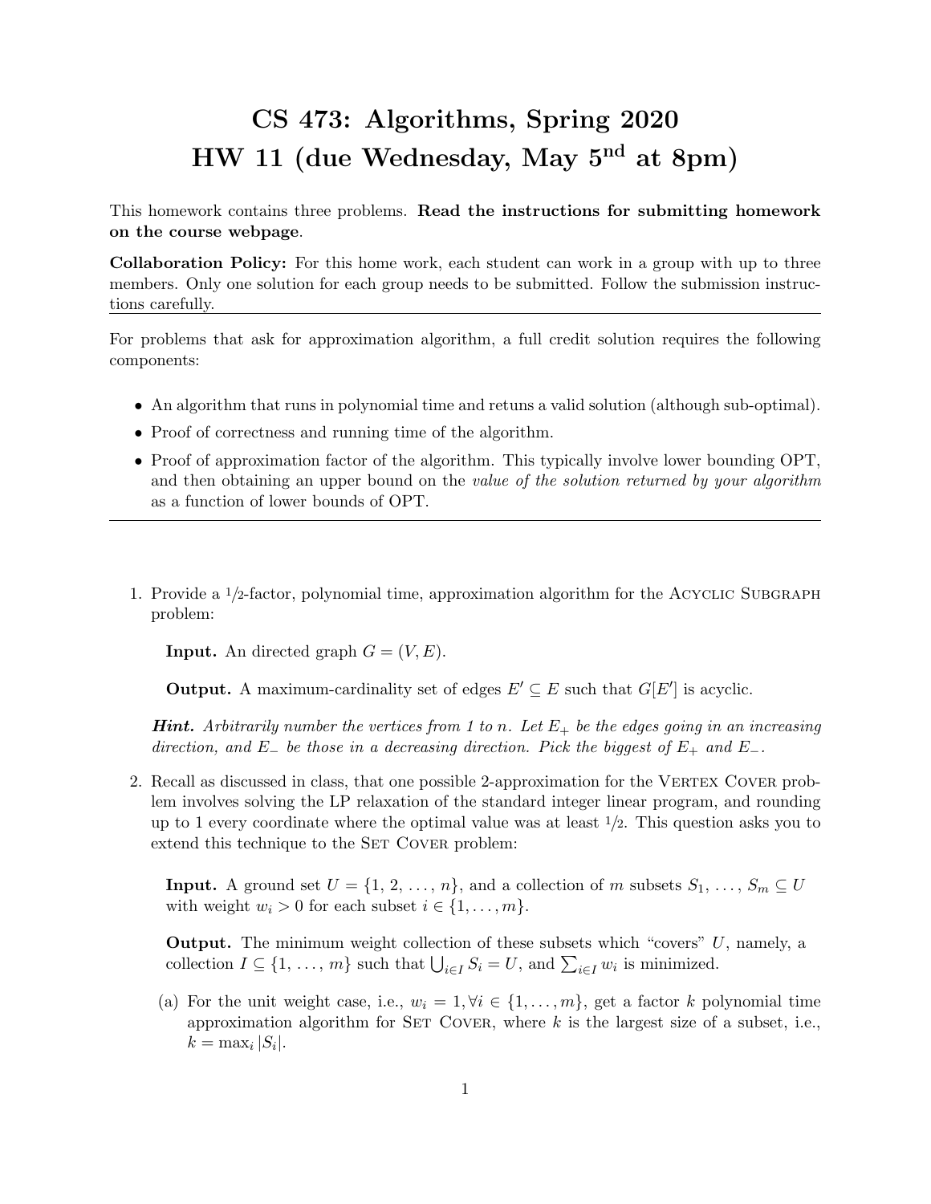# CS 473: Algorithms, Spring 2020
# HW 11 (due Wednesday, May 5$^{\text{nd}}$ at 8pm)

This homework contains three problems. **Read the instructions for submitting homework on the course webpage**.

**Collaboration Policy:** For this home work, each student can work in a group with up to three members. Only one solution for each group needs to be submitted. Follow the submission instructions carefully.

---

For problems that ask for approximation algorithm, a full credit solution requires the following components:

- An algorithm that runs in polynomial time and retuns a valid solution (although sub-optimal).
- Proof of correctness and running time of the algorithm.
- Proof of approximation factor of the algorithm. This typically involve lower bounding OPT, and then obtaining an upper bound on the *value of the solution returned by your algorithm* as a function of lower bounds of OPT.

---

1. Provide a $1/2$-factor, polynomial time, approximation algorithm for the Acyclic Subgraph problem:

   **Input.** An directed graph $G = (V, E)$.

   **Output.** A maximum-cardinality set of edges $E' \subseteq E$ such that $G[E']$ is acyclic.

   ***Hint.*** *Arbitrarily number the vertices from 1 to $n$. Let $E_+$ be the edges going in an increasing direction, and $E_-$ be those in a decreasing direction. Pick the biggest of $E_+$ and $E_-$.*

2. Recall as discussed in class, that one possible 2-approximation for the Vertex Cover problem involves solving the LP relaxation of the standard integer linear program, and rounding up to 1 every coordinate where the optimal value was at least $1/2$. This question asks you to extend this technique to the Set Cover problem:

   **Input.** A ground set $U = \{1, 2, \ldots, n\}$, and a collection of $m$ subsets $S_1, \ldots, S_m \subseteq U$ with weight $w_i > 0$ for each subset $i \in \{1, \ldots, m\}$.

   **Output.** The minimum weight collection of these subsets which "covers" $U$, namely, a collection $I \subseteq \{1, \ldots, m\}$ such that $\bigcup_{i \in I} S_i = U$, and $\sum_{i \in I} w_i$ is minimized.

   (a) For the unit weight case, i.e., $w_i = 1, \forall i \in \{1, \ldots, m\}$, get a factor $k$ polynomial time approximation algorithm for Set Cover, where $k$ is the largest size of a subset, i.e., $k = \max_i |S_i|$.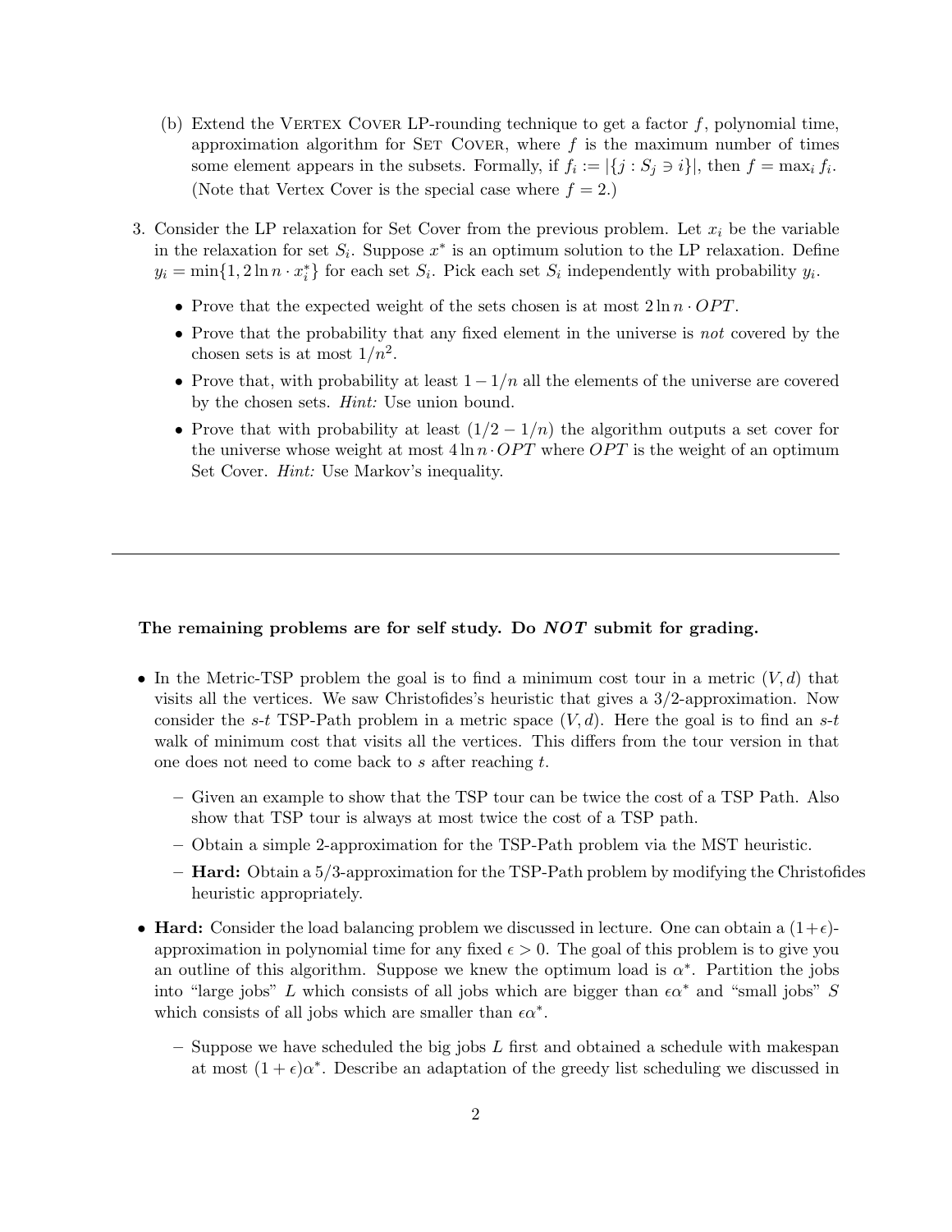(b) Extend the Vertex Cover LP-rounding technique to get a factor $f$, polynomial time, approximation algorithm for Set Cover, where $f$ is the maximum number of times some element appears in the subsets. Formally, if $f_i := |\{j : S_j \ni i\}|$, then $f = \max_i f_i$. (Note that Vertex Cover is the special case where $f = 2$.)

3. Consider the LP relaxation for Set Cover from the previous problem. Let $x_i$ be the variable in the relaxation for set $S_i$. Suppose $x^*$ is an optimum solution to the LP relaxation. Define $y_i = \min\{1, 2\ln n \cdot x_i^*\}$ for each set $S_i$. Pick each set $S_i$ independently with probability $y_i$.

   - Prove that the expected weight of the sets chosen is at most $2\ln n \cdot OPT$.
   - Prove that the probability that any fixed element in the universe is *not* covered by the chosen sets is at most $1/n^2$.
   - Prove that, with probability at least $1 - 1/n$ all the elements of the universe are covered by the chosen sets. *Hint:* Use union bound.
   - Prove that with probability at least $(1/2 - 1/n)$ the algorithm outputs a set cover for the universe whose weight at most $4\ln n \cdot OPT$ where $OPT$ is the weight of an optimum Set Cover. *Hint:* Use Markov's inequality.

---

**The remaining problems are for self study. Do *NOT* submit for grading.**

- In the Metric-TSP problem the goal is to find a minimum cost tour in a metric $(V, d)$ that visits all the vertices. We saw Christofides's heuristic that gives a 3/2-approximation. Now consider the $s$-$t$ TSP-Path problem in a metric space $(V, d)$. Here the goal is to find an $s$-$t$ walk of minimum cost that visits all the vertices. This differs from the tour version in that one does not need to come back to $s$ after reaching $t$.

  - Given an example to show that the TSP tour can be twice the cost of a TSP Path. Also show that TSP tour is always at most twice the cost of a TSP path.
  - Obtain a simple 2-approximation for the TSP-Path problem via the MST heuristic.
  - **Hard:** Obtain a 5/3-approximation for the TSP-Path problem by modifying the Christofides heuristic appropriately.

- **Hard:** Consider the load balancing problem we discussed in lecture. One can obtain a $(1+\epsilon)$-approximation in polynomial time for any fixed $\epsilon > 0$. The goal of this problem is to give you an outline of this algorithm. Suppose we knew the optimum load is $\alpha^*$. Partition the jobs into "large jobs" $L$ which consists of all jobs which are bigger than $\epsilon\alpha^*$ and "small jobs" $S$ which consists of all jobs which are smaller than $\epsilon\alpha^*$.

  - Suppose we have scheduled the big jobs $L$ first and obtained a schedule with makespan at most $(1+\epsilon)\alpha^*$. Describe an adaptation of the greedy list scheduling we discussed in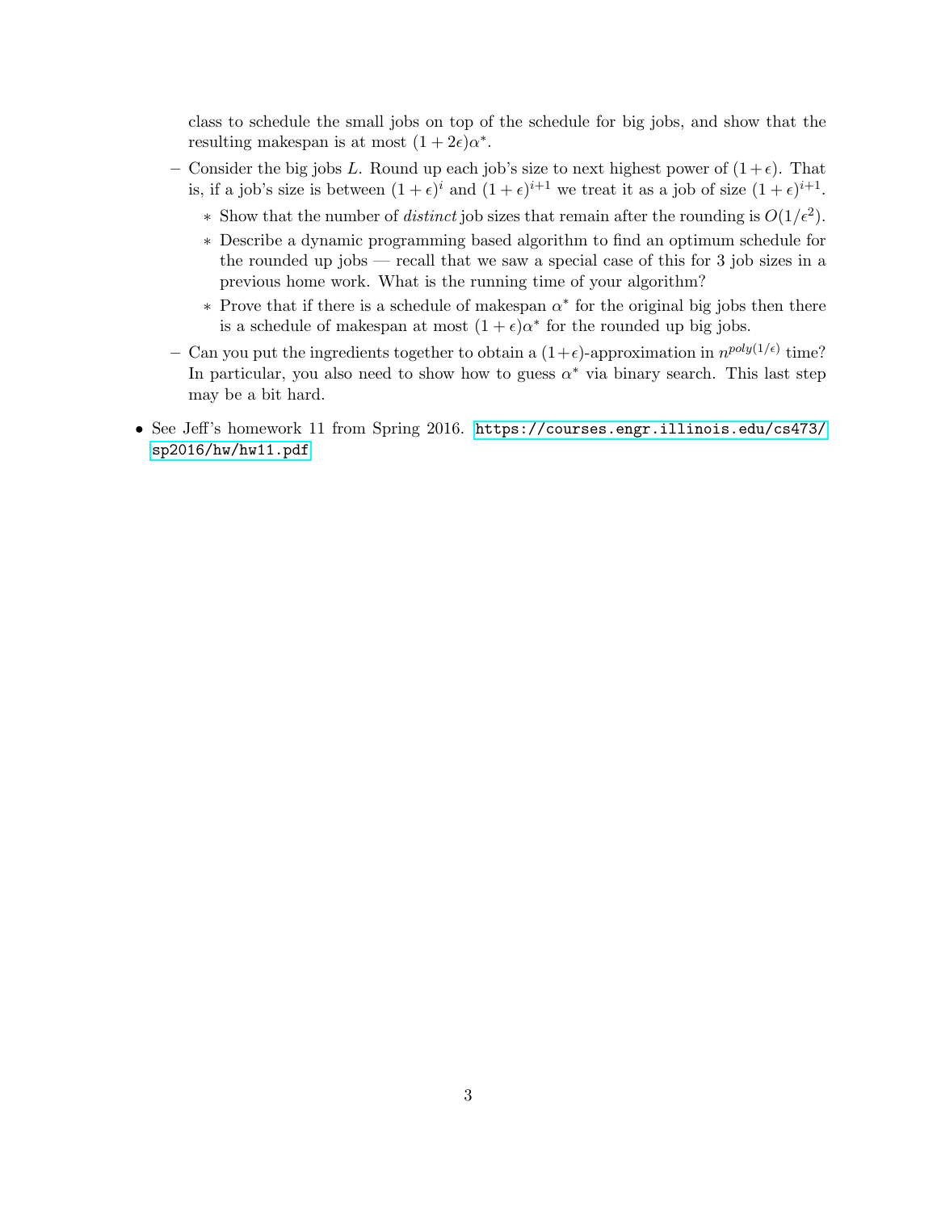class to schedule the small jobs on top of the schedule for big jobs, and show that the resulting makespan is at most $(1 + 2\epsilon)\alpha^*$.

  - Consider the big jobs $L$. Round up each job's size to next highest power of $(1+\epsilon)$. That is, if a job's size is between $(1+\epsilon)^i$ and $(1+\epsilon)^{i+1}$ we treat it as a job of size $(1+\epsilon)^{i+1}$.
    * Show that the number of *distinct* job sizes that remain after the rounding is $O(1/\epsilon^2)$.
    * Describe a dynamic programming based algorithm to find an optimum schedule for the rounded up jobs — recall that we saw a special case of this for 3 job sizes in a previous home work. What is the running time of your algorithm?
    * Prove that if there is a schedule of makespan $\alpha^*$ for the original big jobs then there is a schedule of makespan at most $(1+\epsilon)\alpha^*$ for the rounded up big jobs.
  - Can you put the ingredients together to obtain a $(1+\epsilon)$-approximation in $n^{poly(1/\epsilon)}$ time? In particular, you also need to show how to guess $\alpha^*$ via binary search. This last step may be a bit hard.

- See Jeff's homework 11 from Spring 2016. https://courses.engr.illinois.edu/cs473/sp2016/hw/hw11.pdf